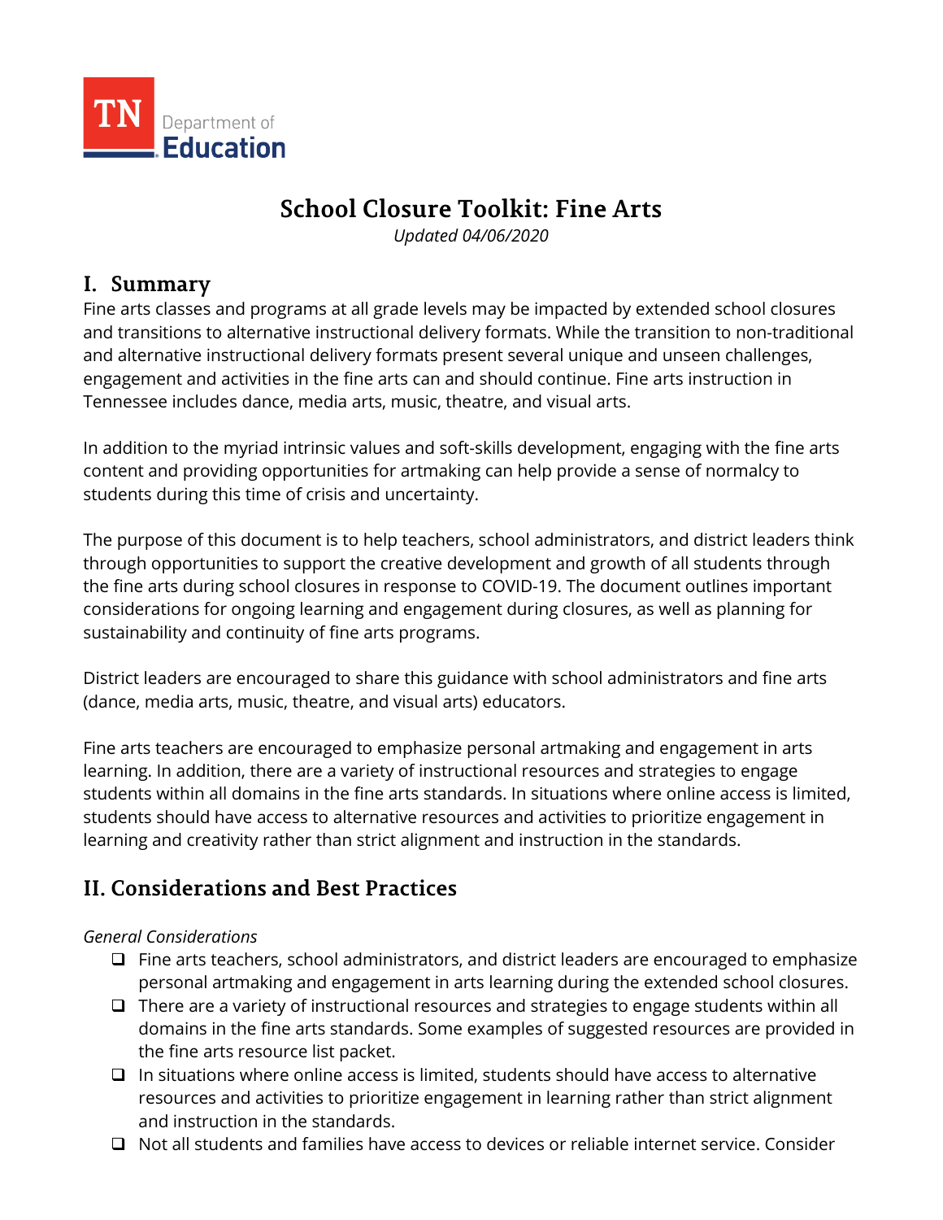TN Department of Education

# School Closure Toolkit: Fine Arts

*Updated 04/06/2020*

## I. Summary

Fine arts classes and programs at all grade levels may be impacted by extended school closures and transitions to alternative instructional delivery formats. While the transition to non-traditional and alternative instructional delivery formats present several unique and unseen challenges, engagement and activities in the fine arts can and should continue. Fine arts instruction in Tennessee includes dance, media arts, music, theatre, and visual arts.

In addition to the myriad intrinsic values and soft-skills development, engaging with the fine arts content and providing opportunities for artmaking can help provide a sense of normalcy to students during this time of crisis and uncertainty.

The purpose of this document is to help teachers, school administrators, and district leaders think through opportunities to support the creative development and growth of all students through the fine arts during school closures in response to COVID-19. The document outlines important considerations for ongoing learning and engagement during closures, as well as planning for sustainability and continuity of fine arts programs.

District leaders are encouraged to share this guidance with school administrators and fine arts (dance, media arts, music, theatre, and visual arts) educators.

Fine arts teachers are encouraged to emphasize personal artmaking and engagement in arts learning. In addition, there are a variety of instructional resources and strategies to engage students within all domains in the fine arts standards. In situations where online access is limited, students should have access to alternative resources and activities to prioritize engagement in learning and creativity rather than strict alignment and instruction in the standards.

## II. Considerations and Best Practices

*General Considerations*

- ❑ Fine arts teachers, school administrators, and district leaders are encouraged to emphasize personal artmaking and engagement in arts learning during the extended school closures.
- ❑ There are a variety of instructional resources and strategies to engage students within all domains in the fine arts standards. Some examples of suggested resources are provided in the fine arts resource list packet.
- ❑ In situations where online access is limited, students should have access to alternative resources and activities to prioritize engagement in learning rather than strict alignment and instruction in the standards.
- ❑ Not all students and families have access to devices or reliable internet service. Consider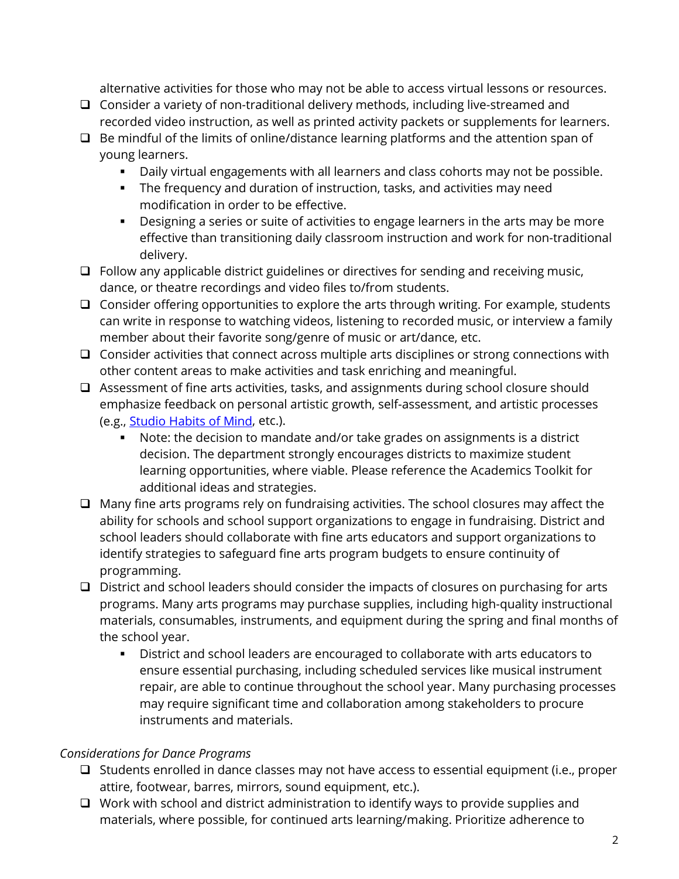alternative activities for those who may not be able to access virtual lessons or resources.

- ❑ Consider a variety of non-traditional delivery methods, including live-streamed and recorded video instruction, as well as printed activity packets or supplements for learners.
- ❑ Be mindful of the limits of online/distance learning platforms and the attention span of young learners.
  - Daily virtual engagements with all learners and class cohorts may not be possible.
  - The frequency and duration of instruction, tasks, and activities may need modification in order to be effective.
  - Designing a series or suite of activities to engage learners in the arts may be more effective than transitioning daily classroom instruction and work for non-traditional delivery.
- ❑ Follow any applicable district guidelines or directives for sending and receiving music, dance, or theatre recordings and video files to/from students.
- ❑ Consider offering opportunities to explore the arts through writing. For example, students can write in response to watching videos, listening to recorded music, or interview a family member about their favorite song/genre of music or art/dance, etc.
- ❑ Consider activities that connect across multiple arts disciplines or strong connections with other content areas to make activities and task enriching and meaningful.
- ❑ Assessment of fine arts activities, tasks, and assignments during school closure should emphasize feedback on personal artistic growth, self-assessment, and artistic processes (e.g., [Studio Habits of Mind](), etc.).
  - Note: the decision to mandate and/or take grades on assignments is a district decision. The department strongly encourages districts to maximize student learning opportunities, where viable. Please reference the Academics Toolkit for additional ideas and strategies.
- ❑ Many fine arts programs rely on fundraising activities. The school closures may affect the ability for schools and school support organizations to engage in fundraising. District and school leaders should collaborate with fine arts educators and support organizations to identify strategies to safeguard fine arts program budgets to ensure continuity of programming.
- ❑ District and school leaders should consider the impacts of closures on purchasing for arts programs. Many arts programs may purchase supplies, including high-quality instructional materials, consumables, instruments, and equipment during the spring and final months of the school year.
  - District and school leaders are encouraged to collaborate with arts educators to ensure essential purchasing, including scheduled services like musical instrument repair, are able to continue throughout the school year. Many purchasing processes may require significant time and collaboration among stakeholders to procure instruments and materials.

*Considerations for Dance Programs*

- ❑ Students enrolled in dance classes may not have access to essential equipment (i.e., proper attire, footwear, barres, mirrors, sound equipment, etc.).
- ❑ Work with school and district administration to identify ways to provide supplies and materials, where possible, for continued arts learning/making. Prioritize adherence to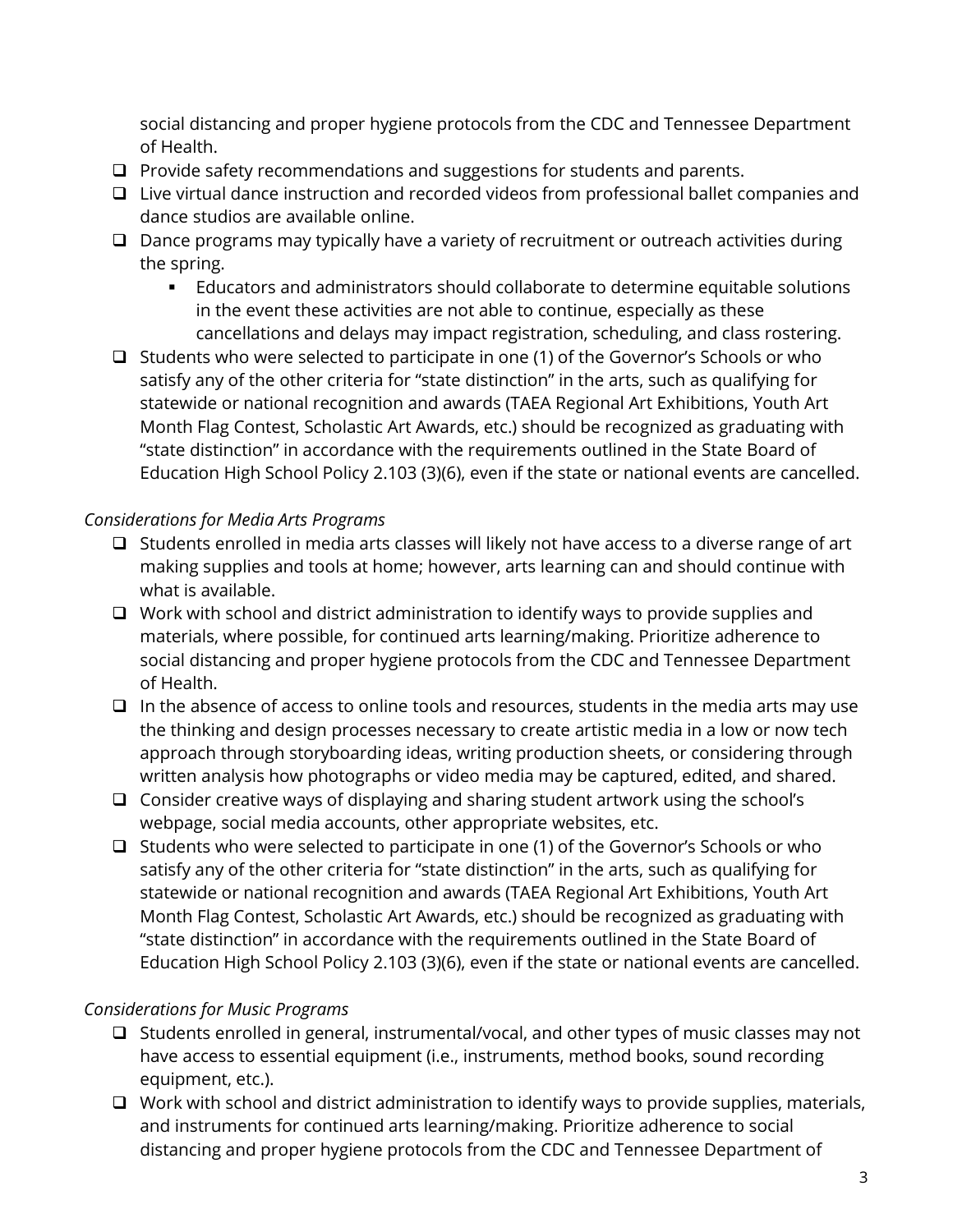social distancing and proper hygiene protocols from the CDC and Tennessee Department of Health.

- Provide safety recommendations and suggestions for students and parents.
- Live virtual dance instruction and recorded videos from professional ballet companies and dance studios are available online.
- Dance programs may typically have a variety of recruitment or outreach activities during the spring.
  - Educators and administrators should collaborate to determine equitable solutions in the event these activities are not able to continue, especially as these cancellations and delays may impact registration, scheduling, and class rostering.
- Students who were selected to participate in one (1) of the Governor's Schools or who satisfy any of the other criteria for "state distinction" in the arts, such as qualifying for statewide or national recognition and awards (TAEA Regional Art Exhibitions, Youth Art Month Flag Contest, Scholastic Art Awards, etc.) should be recognized as graduating with "state distinction" in accordance with the requirements outlined in the State Board of Education High School Policy 2.103 (3)(6), even if the state or national events are cancelled.

*Considerations for Media Arts Programs*

- Students enrolled in media arts classes will likely not have access to a diverse range of art making supplies and tools at home; however, arts learning can and should continue with what is available.
- Work with school and district administration to identify ways to provide supplies and materials, where possible, for continued arts learning/making. Prioritize adherence to social distancing and proper hygiene protocols from the CDC and Tennessee Department of Health.
- In the absence of access to online tools and resources, students in the media arts may use the thinking and design processes necessary to create artistic media in a low or now tech approach through storyboarding ideas, writing production sheets, or considering through written analysis how photographs or video media may be captured, edited, and shared.
- Consider creative ways of displaying and sharing student artwork using the school's webpage, social media accounts, other appropriate websites, etc.
- Students who were selected to participate in one (1) of the Governor's Schools or who satisfy any of the other criteria for "state distinction" in the arts, such as qualifying for statewide or national recognition and awards (TAEA Regional Art Exhibitions, Youth Art Month Flag Contest, Scholastic Art Awards, etc.) should be recognized as graduating with "state distinction" in accordance with the requirements outlined in the State Board of Education High School Policy 2.103 (3)(6), even if the state or national events are cancelled.

*Considerations for Music Programs*

- Students enrolled in general, instrumental/vocal, and other types of music classes may not have access to essential equipment (i.e., instruments, method books, sound recording equipment, etc.).
- Work with school and district administration to identify ways to provide supplies, materials, and instruments for continued arts learning/making. Prioritize adherence to social distancing and proper hygiene protocols from the CDC and Tennessee Department of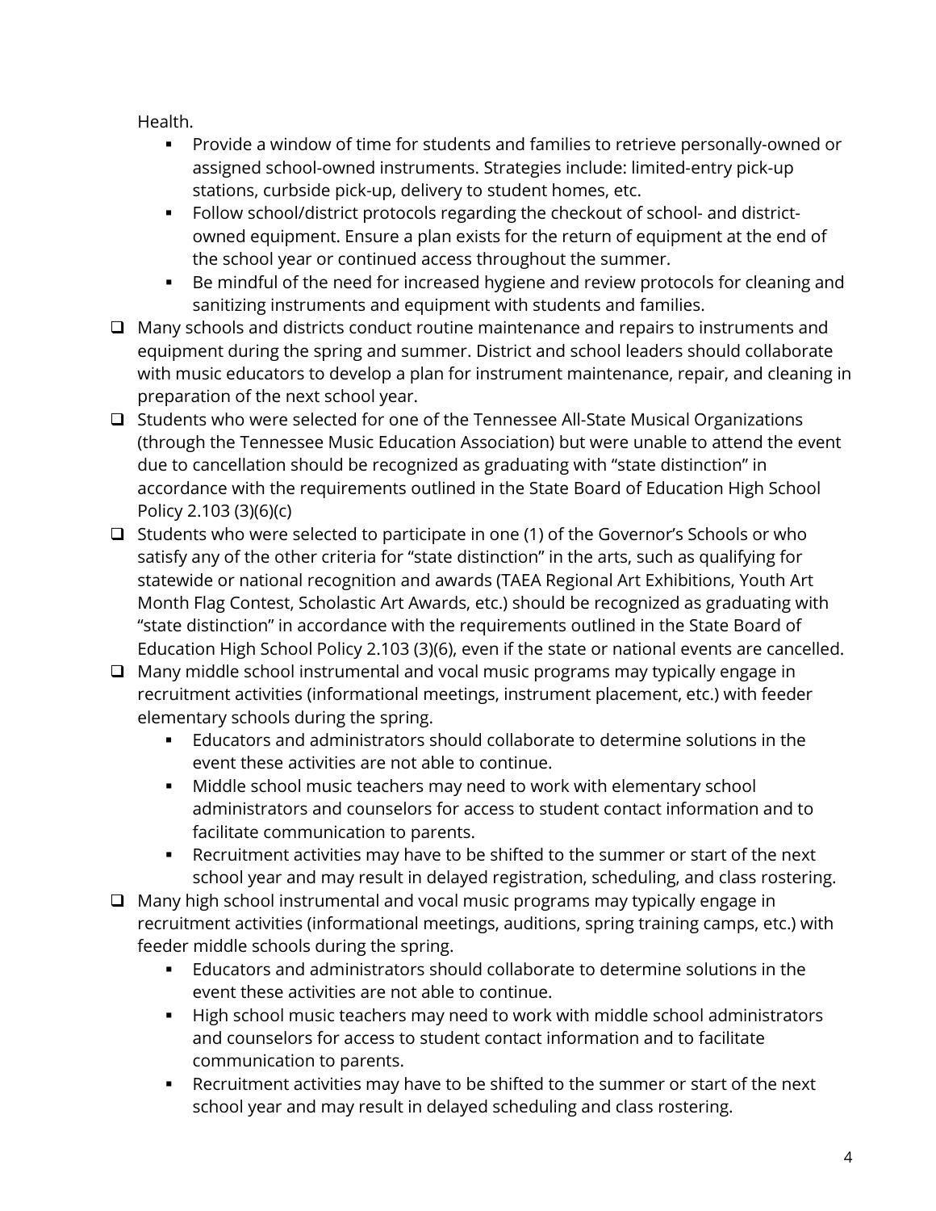Health.

    - Provide a window of time for students and families to retrieve personally-owned or assigned school-owned instruments. Strategies include: limited-entry pick-up stations, curbside pick-up, delivery to student homes, etc.
    - Follow school/district protocols regarding the checkout of school- and district-owned equipment. Ensure a plan exists for the return of equipment at the end of the school year or continued access throughout the summer.
    - Be mindful of the need for increased hygiene and review protocols for cleaning and sanitizing instruments and equipment with students and families.

- [ ] Many schools and districts conduct routine maintenance and repairs to instruments and equipment during the spring and summer. District and school leaders should collaborate with music educators to develop a plan for instrument maintenance, repair, and cleaning in preparation of the next school year.
- [ ] Students who were selected for one of the Tennessee All-State Musical Organizations (through the Tennessee Music Education Association) but were unable to attend the event due to cancellation should be recognized as graduating with "state distinction" in accordance with the requirements outlined in the State Board of Education High School Policy 2.103 (3)(6)(c)
- [ ] Students who were selected to participate in one (1) of the Governor's Schools or who satisfy any of the other criteria for "state distinction" in the arts, such as qualifying for statewide or national recognition and awards (TAEA Regional Art Exhibitions, Youth Art Month Flag Contest, Scholastic Art Awards, etc.) should be recognized as graduating with "state distinction" in accordance with the requirements outlined in the State Board of Education High School Policy 2.103 (3)(6), even if the state or national events are cancelled.
- [ ] Many middle school instrumental and vocal music programs may typically engage in recruitment activities (informational meetings, instrument placement, etc.) with feeder elementary schools during the spring.
    - Educators and administrators should collaborate to determine solutions in the event these activities are not able to continue.
    - Middle school music teachers may need to work with elementary school administrators and counselors for access to student contact information and to facilitate communication to parents.
    - Recruitment activities may have to be shifted to the summer or start of the next school year and may result in delayed registration, scheduling, and class rostering.
- [ ] Many high school instrumental and vocal music programs may typically engage in recruitment activities (informational meetings, auditions, spring training camps, etc.) with feeder middle schools during the spring.
    - Educators and administrators should collaborate to determine solutions in the event these activities are not able to continue.
    - High school music teachers may need to work with middle school administrators and counselors for access to student contact information and to facilitate communication to parents.
    - Recruitment activities may have to be shifted to the summer or start of the next school year and may result in delayed scheduling and class rostering.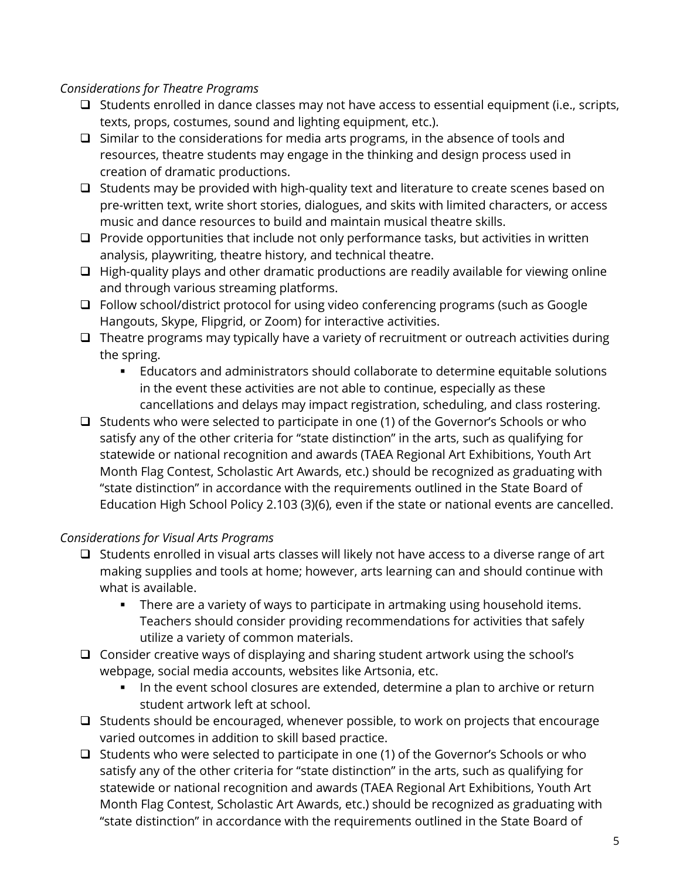*Considerations for Theatre Programs*

- ❑ Students enrolled in dance classes may not have access to essential equipment (i.e., scripts, texts, props, costumes, sound and lighting equipment, etc.).
- ❑ Similar to the considerations for media arts programs, in the absence of tools and resources, theatre students may engage in the thinking and design process used in creation of dramatic productions.
- ❑ Students may be provided with high-quality text and literature to create scenes based on pre-written text, write short stories, dialogues, and skits with limited characters, or access music and dance resources to build and maintain musical theatre skills.
- ❑ Provide opportunities that include not only performance tasks, but activities in written analysis, playwriting, theatre history, and technical theatre.
- ❑ High-quality plays and other dramatic productions are readily available for viewing online and through various streaming platforms.
- ❑ Follow school/district protocol for using video conferencing programs (such as Google Hangouts, Skype, Flipgrid, or Zoom) for interactive activities.
- ❑ Theatre programs may typically have a variety of recruitment or outreach activities during the spring.
  - Educators and administrators should collaborate to determine equitable solutions in the event these activities are not able to continue, especially as these cancellations and delays may impact registration, scheduling, and class rostering.
- ❑ Students who were selected to participate in one (1) of the Governor's Schools or who satisfy any of the other criteria for "state distinction" in the arts, such as qualifying for statewide or national recognition and awards (TAEA Regional Art Exhibitions, Youth Art Month Flag Contest, Scholastic Art Awards, etc.) should be recognized as graduating with "state distinction" in accordance with the requirements outlined in the State Board of Education High School Policy 2.103 (3)(6), even if the state or national events are cancelled.

*Considerations for Visual Arts Programs*

- ❑ Students enrolled in visual arts classes will likely not have access to a diverse range of art making supplies and tools at home; however, arts learning can and should continue with what is available.
  - There are a variety of ways to participate in artmaking using household items. Teachers should consider providing recommendations for activities that safely utilize a variety of common materials.
- ❑ Consider creative ways of displaying and sharing student artwork using the school's webpage, social media accounts, websites like Artsonia, etc.
  - In the event school closures are extended, determine a plan to archive or return student artwork left at school.
- ❑ Students should be encouraged, whenever possible, to work on projects that encourage varied outcomes in addition to skill based practice.
- ❑ Students who were selected to participate in one (1) of the Governor's Schools or who satisfy any of the other criteria for "state distinction" in the arts, such as qualifying for statewide or national recognition and awards (TAEA Regional Art Exhibitions, Youth Art Month Flag Contest, Scholastic Art Awards, etc.) should be recognized as graduating with "state distinction" in accordance with the requirements outlined in the State Board of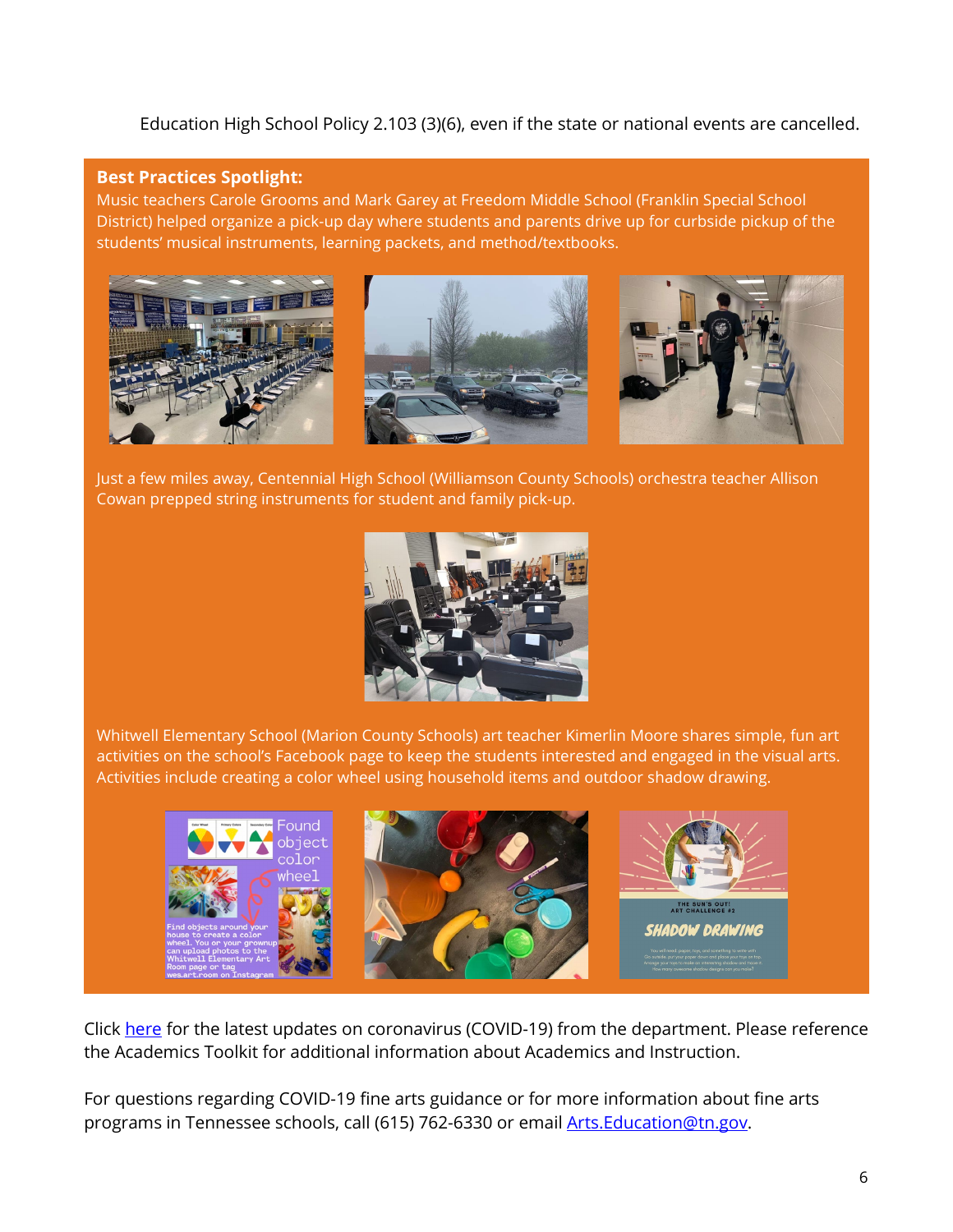Education High School Policy 2.103 (3)(6), even if the state or national events are cancelled.

**Best Practices Spotlight:**

Music teachers Carole Grooms and Mark Garey at Freedom Middle School (Franklin Special School District) helped organize a pick-up day where students and parents drive up for curbside pickup of the students' musical instruments, learning packets, and method/textbooks.

Just a few miles away, Centennial High School (Williamson County Schools) orchestra teacher Allison Cowan prepped string instruments for student and family pick-up.

Whitwell Elementary School (Marion County Schools) art teacher Kimerlin Moore shares simple, fun art activities on the school's Facebook page to keep the students interested and engaged in the visual arts. Activities include creating a color wheel using household items and outdoor shadow drawing.

Click [here]() for the latest updates on coronavirus (COVID-19) from the department. Please reference the Academics Toolkit for additional information about Academics and Instruction.

For questions regarding COVID-19 fine arts guidance or for more information about fine arts programs in Tennessee schools, call (615) 762-6330 or email [Arts.Education@tn.gov](mailto:Arts.Education@tn.gov).